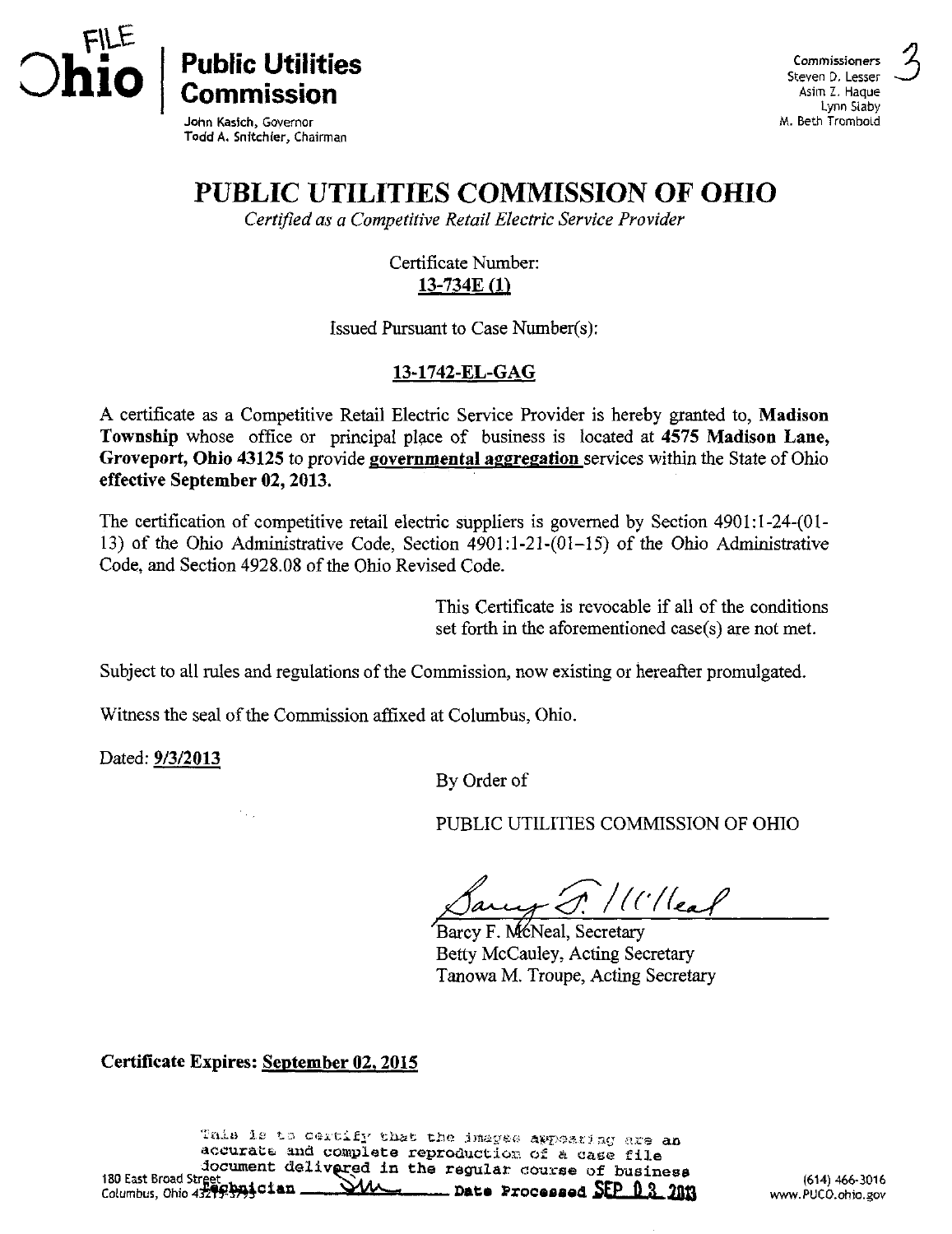FILE

**Ohio | Public Utilities Commission**

John Kasich, Governor
Todd A. Snitchler, Chairman

Commissioners
Steven D. Lesser
Asim Z. Haque
Lynn Slaby
M. Beth Trombold

3

# PUBLIC UTILITIES COMMISSION OF OHIO

*Certified as a Competitive Retail Electric Service Provider*

Certificate Number:
13-734E (1)

Issued Pursuant to Case Number(s):

**13-1742-EL-GAG**

A certificate as a Competitive Retail Electric Service Provider is hereby granted to, **Madison Township** whose office or principal place of business is located at **4575 Madison Lane, Groveport, Ohio 43125** to provide **governmental aggregation** services within the State of Ohio **effective September 02, 2013.**

The certification of competitive retail electric suppliers is governed by Section 4901:1-24-(01-13) of the Ohio Administrative Code, Section 4901:1-21-(01-15) of the Ohio Administrative Code, and Section 4928.08 of the Ohio Revised Code.

This Certificate is revocable if all of the conditions set forth in the aforementioned case(s) are not met.

Subject to all rules and regulations of the Commission, now existing or hereafter promulgated.

Witness the seal of the Commission affixed at Columbus, Ohio.

Dated: **9/3/2013**

By Order of

PUBLIC UTILITIES COMMISSION OF OHIO

Barcy F. McNeal, Secretary
Betty McCauley, Acting Secretary
Tanowa M. Troupe, Acting Secretary

**Certificate Expires: September 02, 2015**

This is to certify that the images appearing are an accurate and complete reproduction of a case file document delivered in the regular course of business
Technician SM Date Processed SEP 03 2013

180 East Broad Street
Columbus, Ohio 43215-3793

(614) 466-3016
www.PUCO.ohio.gov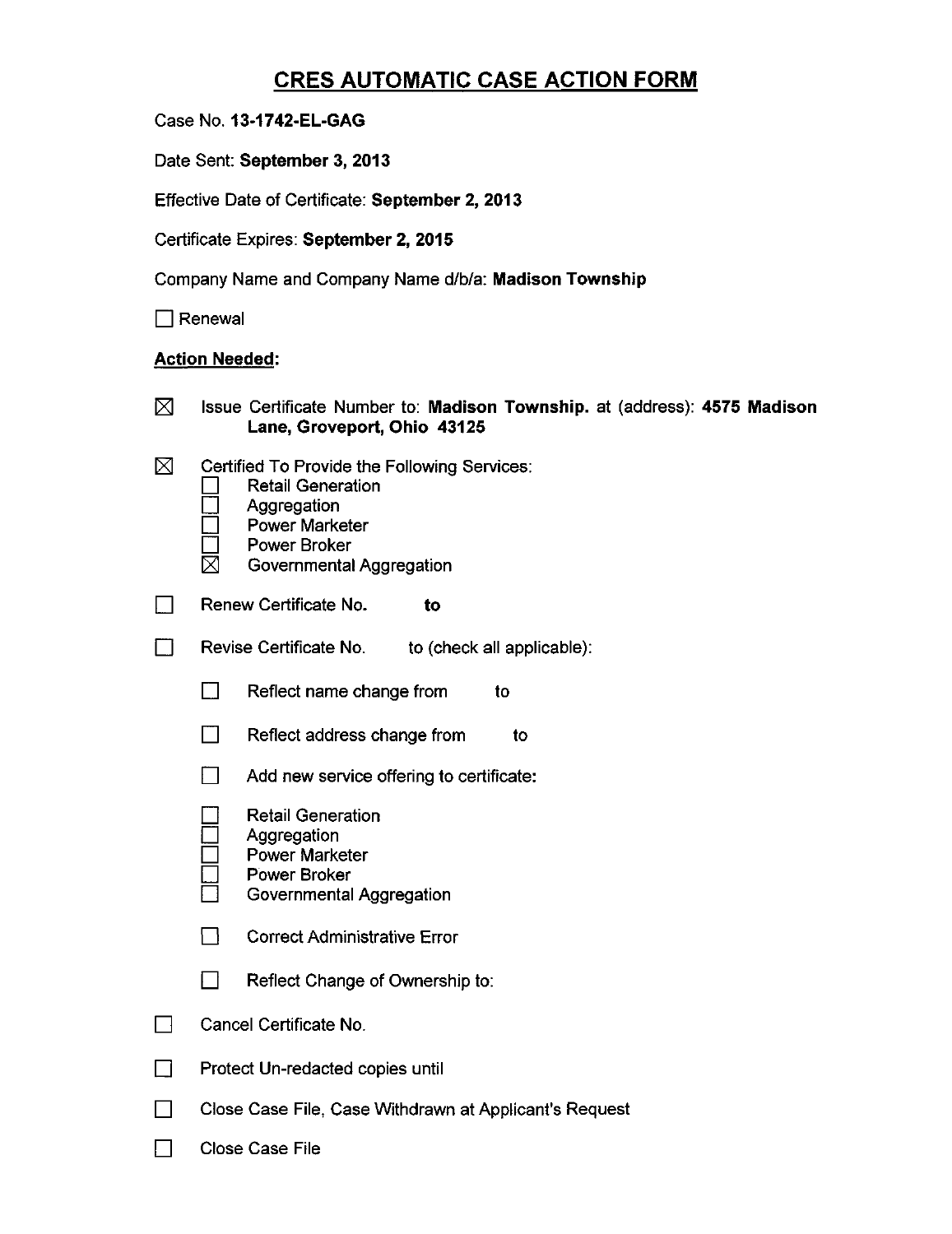# CRES AUTOMATIC CASE ACTION FORM

Case No. **13-1742-EL-GAG**

Date Sent: **September 3, 2013**

Effective Date of Certificate: **September 2, 2013**

Certificate Expires: **September 2, 2015**

Company Name and Company Name d/b/a: **Madison Township**

☐ Renewal

**Action Needed:**

☒ Issue Certificate Number to: **Madison Township.** at (address): **4575 Madison Lane, Groveport, Ohio 43125**

☒ Certified To Provide the Following Services:
- ☐ Retail Generation
- ☐ Aggregation
- ☐ Power Marketer
- ☐ Power Broker
- ☒ Governmental Aggregation

☐ Renew Certificate No. **to**

☐ Revise Certificate No. to (check all applicable):

- ☐ Reflect name change from to
- ☐ Reflect address change from to
- ☐ Add new service offering to certificate:
  - ☐ Retail Generation
  - ☐ Aggregation
  - ☐ Power Marketer
  - ☐ Power Broker
  - ☐ Governmental Aggregation
- ☐ Correct Administrative Error
- ☐ Reflect Change of Ownership to:

☐ Cancel Certificate No.

☐ Protect Un-redacted copies until

☐ Close Case File, Case Withdrawn at Applicant's Request

☐ Close Case File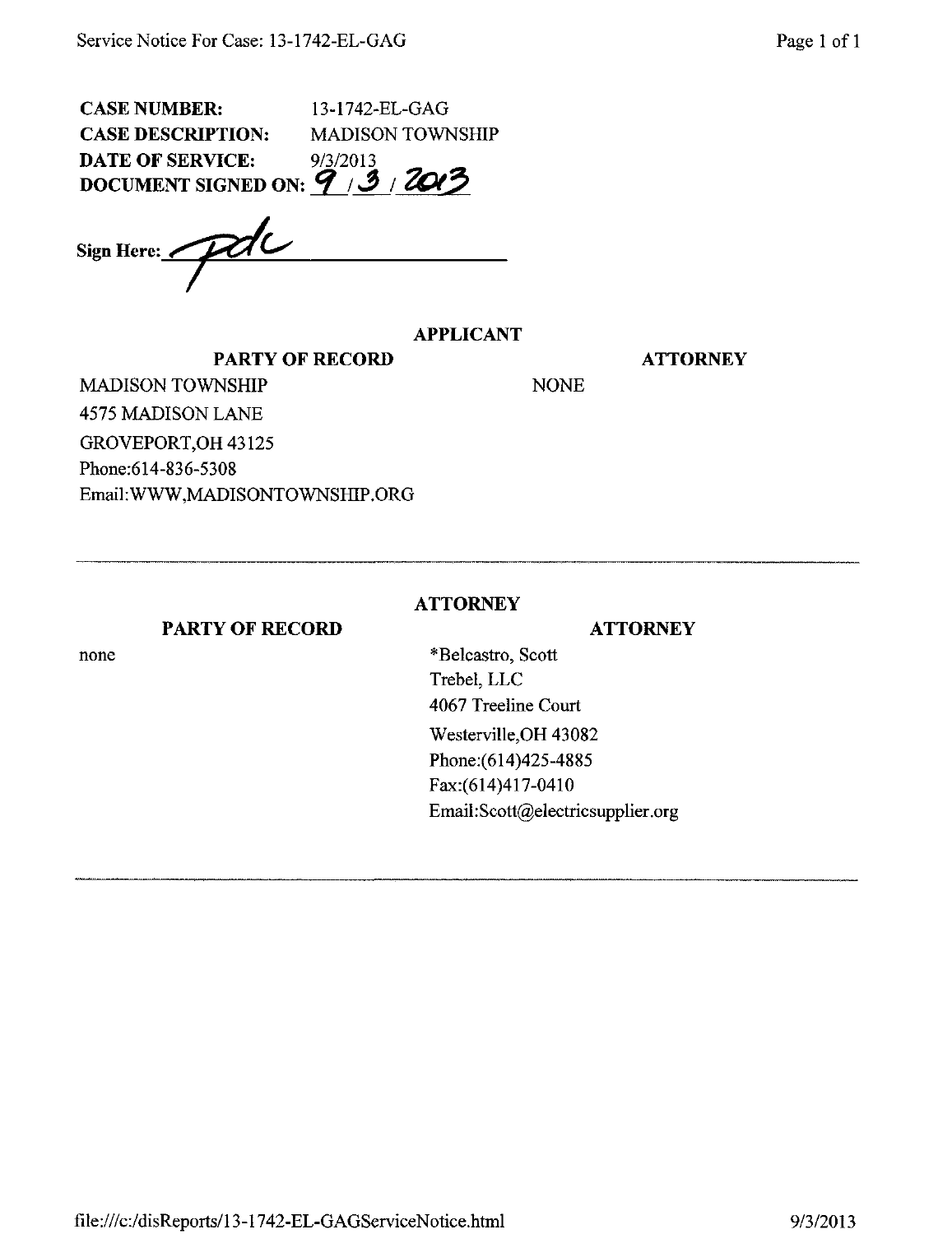**CASE NUMBER:** 13-1742-EL-GAG
**CASE DESCRIPTION:** MADISON TOWNSHIP
**DATE OF SERVICE:** 9/3/2013
**DOCUMENT SIGNED ON:** 9 / 3 / 2013

**Sign Here:** pdc

**APPLICANT**

| PARTY OF RECORD | ATTORNEY |
| --- | --- |
| MADISON TOWNSHIP<br>4575 MADISON LANE<br>GROVEPORT,OH 43125<br>Phone:614-836-5308<br>Email:WWW,MADISONTOWNSHIP.ORG | NONE |

---

**ATTORNEY**

| PARTY OF RECORD | ATTORNEY |
| --- | --- |
| none | *Belcastro, Scott<br>Trebel, LLC<br>4067 Treeline Court<br>Westerville,OH 43082<br>Phone:(614)425-4885<br>Fax:(614)417-0410<br>Email:Scott@electricsupplier.org |

---